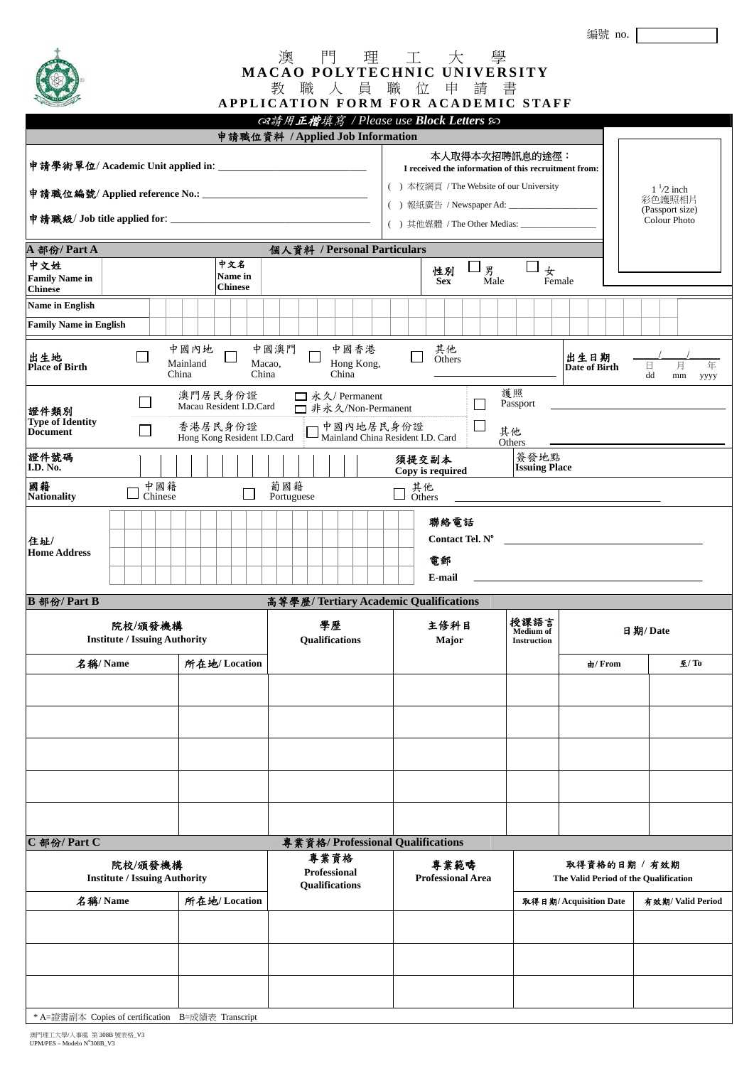編號 no. ______

# 澳 門 理 工 大 學
# MACAO POLYTECHNIC UNIVERSITY
## 教 職 人 員 職 位 申 請 書
## APPLICATION FORM FOR ACADEMIC STAFF

*請用**正楷**填寫 / Please use **Block Letters***

### 申請職位資料 / Applied Job Information

**申請學術單位/ Academic Unit applied in**: ____________________________

**申請職位編號/ Applied reference No.:** ____________________________

**申請職級/ Job title applied for**: ____________________________

本人取得本次招聘訊息的途徑：
**I received the information of this recruitment from:**

( ) 本校網頁 / The Website of our University

( ) 報紙廣告 / Newspaper Ad: ____________________

( ) 其他媒體 / The Other Medias: ________________

1 1/2 inch 彩色護照相片 (Passport size) Colour Photo

### A 部份/ Part A — 個人資料 / Personal Particulars

| | | | |
|---|---|---|---|
| **中文姓 Family Name in Chinese** | | **中文名 Name in Chinese** | |
| **性別 Sex** | ☐ 男 Male ☐ 女 Female | | |
| **Name in English** | | | |
| **Family Name in English** | | | |

**出生地 Place of Birth**: ☐ 中國內地 Mainland China ☐ 中國澳門 Macao, China ☐ 中國香港 Hong Kong, China ☐ 其他 Others ____________________

**出生日期 Date of Birth**: ____/____/______ 日 dd 月 mm 年 yyyy

**證件類別 Type of Identity Document**:
☐ 澳門居民身份證 Macau Resident I.D.Card (☐ 永久/ Permanent ☐ 非永久/Non-Permanent)
☐ 香港居民身份證 Hong Kong Resident I.D.Card
☐ 中國內地居民身份證 Mainland China Resident I.D. Card
☐ 護照 Passport ____________________
☐ 其他 Others ____________________

**證件號碼 I.D. No.**: ____________________ **須提交副本 Copy is required**

**簽發地點 Issuing Place**: ____________________

**國籍 Nationality**: ☐ 中國籍 Chinese ☐ 葡國籍 Portuguese ☐ 其他 Others ____________________

**住址/ Home Address**: ____________________

**聯絡電話 Contact Tel. Nº** ____________________

**電郵 E-mail** ____________________

### B 部份/ Part B — 高等學歷/ Tertiary Academic Qualifications

| 院校/頒發機構 Institute / Issuing Authority | | 學歷 Qualifications | 主修科目 Major | 授課語言 Medium of Instruction | 日期/ Date | |
|---|---|---|---|---|---|---|
| 名稱/ Name | 所在地/ Location | | | | 由/ From | 至/ To |
| | | | | | | |
| | | | | | | |
| | | | | | | |
| | | | | | | |
| | | | | | | |

### C 部份/ Part C — 專業資格/ Professional Qualifications

| 院校/頒發機構 Institute / Issuing Authority | | 專業資格 Professional Qualifications | 專業範疇 Professional Area | 取得資格的日期 / 有效期 The Valid Period of the Qualification | |
|---|---|---|---|---|---|
| 名稱/ Name | 所在地/ Location | | | 取得日期/ Acquisition Date | 有效期/ Valid Period |
| | | | | | |
| | | | | | |
| | | | | | |

\* A=證書副本 Copies of certification B=成績表 Transcript

澳門理工大學/人事處 第 308B 號表格_V3
UPM/PES – Modelo Nº308B_V3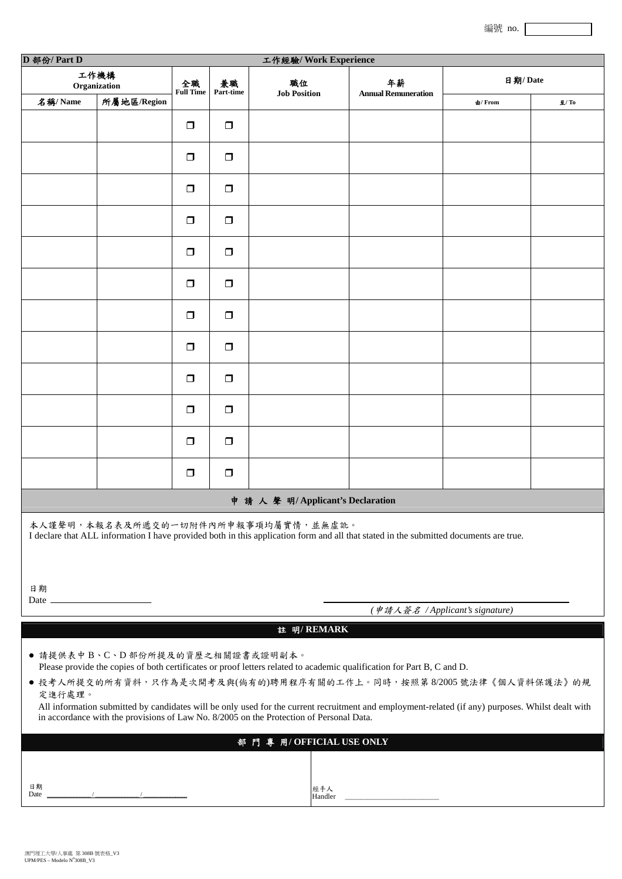編號 no.

| D 部份/ Part D | 工作經驗/ Work Experience | | | | | | |
|---|---|---|---|---|---|---|---|
| 工作機構 Organization | | 全職 Full Time | 兼職 Part-time | 職位 Job Position | 年薪 Annual Remuneration | 日期/ Date | |
| 名稱/ Name | 所屬地區/Region | | | | | 由/ From | 至/ To |
| | | ❐ | ❐ | | | | |
| | | ❐ | ❐ | | | | |
| | | ❐ | ❐ | | | | |
| | | ❐ | ❐ | | | | |
| | | ❐ | ❐ | | | | |
| | | ❐ | ❐ | | | | |
| | | ❐ | ❐ | | | | |
| | | ❐ | ❐ | | | | |
| | | ❐ | ❐ | | | | |
| | | ❐ | ❐ | | | | |
| | | ❐ | ❐ | | | | |
| | | ❐ | ❐ | | | | |

## 申 請 人 聲 明/ Applicant's Declaration

本人謹聲明，本報名表及所遞交的一切附件內所申報事項均屬實情，並無虛訛。
I declare that ALL information I have provided both in this application form and all that stated in the submitted documents are true.

日期
Date ____________________

____________________
*(申請人簽名 / Applicant's signature)*

## 註 明/ REMARK

- 請提供表中 B、C、D 部份所提及的資歷之相關證書或證明副本。
  Please provide the copies of both certificates or proof letters related to academic qualification for Part B, C and D.
- 投考人所提交的所有資料，只作為是次開考及與(倘有的)聘用程序有關的工作上。同時，按照第 8/2005 號法律《個人資料保護法》的規定進行處理。
  All information submitted by candidates will be only used for the current recruitment and employment-related (if any) purposes. Whilst dealt with in accordance with the provisions of Law No. 8/2005 on the Protection of Personal Data.

## 部 門 專 用/ OFFICIAL USE ONLY

日期
Date ________/________/________

經手人
Handler ____________________

澳門理工大學/人事處 第 308B 號表格_V3
UPM/PES – Modelo N°308B_V3